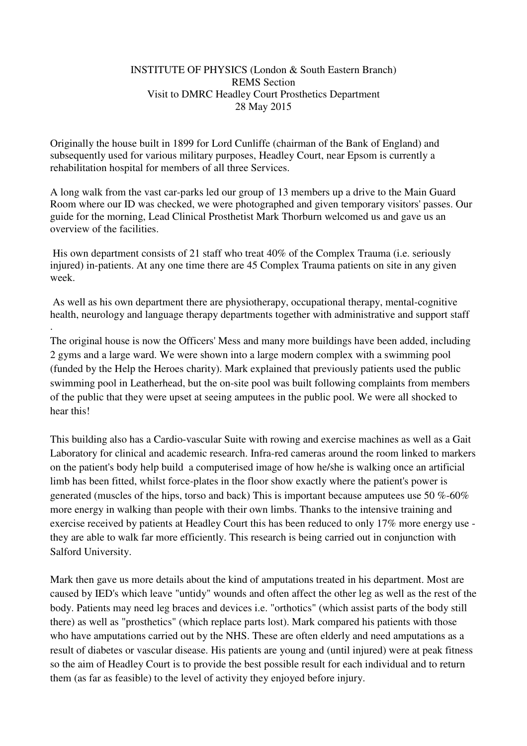INSTITUTE OF PHYSICS (London & South Eastern Branch)
REMS Section
Visit to DMRC Headley Court Prosthetics Department
28 May 2015

Originally the house built in 1899 for Lord Cunliffe (chairman of the Bank of England) and subsequently used for various military purposes, Headley Court, near Epsom is currently a rehabilitation hospital for members of all three Services.

A long walk from the vast car-parks led our group of 13 members up a drive to the Main Guard Room where our ID was checked, we were photographed and given temporary visitors' passes. Our guide for the morning, Lead Clinical Prosthetist Mark Thorburn welcomed us and gave us an overview of the facilities.

His own department consists of 21 staff who treat 40% of the Complex Trauma (i.e. seriously injured) in-patients. At any one time there are 45 Complex Trauma patients on site in any given week.

As well as his own department there are physiotherapy, occupational therapy, mental-cognitive health, neurology and language therapy departments together with administrative and support staff .

The original house is now the Officers' Mess and many more buildings have been added, including 2 gyms and a large ward. We were shown into a large modern complex with a swimming pool (funded by the Help the Heroes charity). Mark explained that previously patients used the public swimming pool in Leatherhead, but the on-site pool was built following complaints from members of the public that they were upset at seeing amputees in the public pool. We were all shocked to hear this!

This building also has a Cardio-vascular Suite with rowing and exercise machines as well as a Gait Laboratory for clinical and academic research. Infra-red cameras around the room linked to markers on the patient's body help build a computerised image of how he/she is walking once an artificial limb has been fitted, whilst force-plates in the floor show exactly where the patient's power is generated (muscles of the hips, torso and back) This is important because amputees use 50 %-60% more energy in walking than people with their own limbs. Thanks to the intensive training and exercise received by patients at Headley Court this has been reduced to only 17% more energy use - they are able to walk far more efficiently. This research is being carried out in conjunction with Salford University.

Mark then gave us more details about the kind of amputations treated in his department. Most are caused by IED's which leave "untidy" wounds and often affect the other leg as well as the rest of the body. Patients may need leg braces and devices i.e. "orthotics" (which assist parts of the body still there) as well as "prosthetics" (which replace parts lost). Mark compared his patients with those who have amputations carried out by the NHS. These are often elderly and need amputations as a result of diabetes or vascular disease. His patients are young and (until injured) were at peak fitness so the aim of Headley Court is to provide the best possible result for each individual and to return them (as far as feasible) to the level of activity they enjoyed before injury.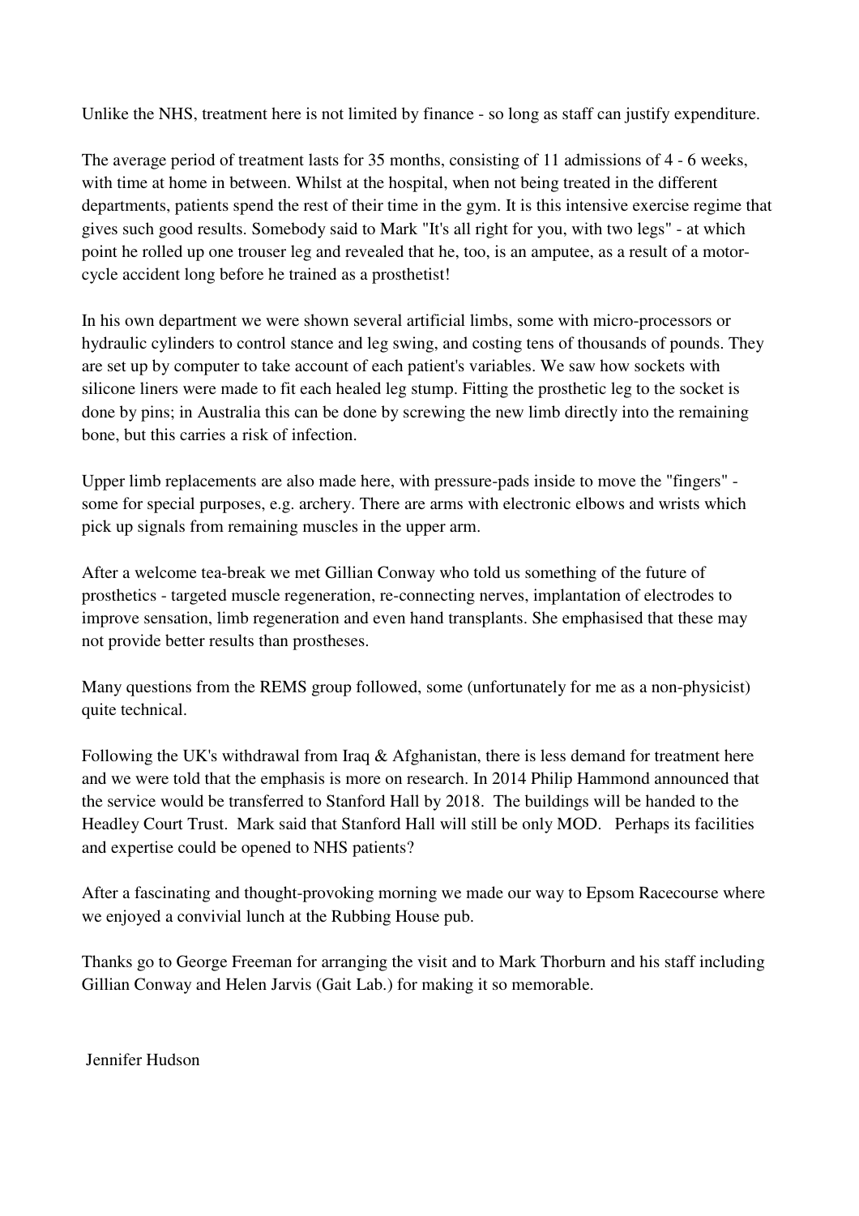Unlike the NHS, treatment here is not limited by finance - so long as staff can justify expenditure.

The average period of treatment lasts for 35 months, consisting of 11 admissions of 4 - 6 weeks, with time at home in between. Whilst at the hospital, when not being treated in the different departments, patients spend the rest of their time in the gym. It is this intensive exercise regime that gives such good results. Somebody said to Mark "It's all right for you, with two legs" - at which point he rolled up one trouser leg and revealed that he, too, is an amputee, as a result of a motor-cycle accident long before he trained as a prosthetist!

In his own department we were shown several artificial limbs, some with micro-processors or hydraulic cylinders to control stance and leg swing, and costing tens of thousands of pounds. They are set up by computer to take account of each patient's variables. We saw how sockets with silicone liners were made to fit each healed leg stump. Fitting the prosthetic leg to the socket is done by pins; in Australia this can be done by screwing the new limb directly into the remaining bone, but this carries a risk of infection.

Upper limb replacements are also made here, with pressure-pads inside to move the "fingers" - some for special purposes, e.g. archery. There are arms with electronic elbows and wrists which pick up signals from remaining muscles in the upper arm.

After a welcome tea-break we met Gillian Conway who told us something of the future of prosthetics - targeted muscle regeneration, re-connecting nerves, implantation of electrodes to improve sensation, limb regeneration and even hand transplants. She emphasised that these may not provide better results than prostheses.

Many questions from the REMS group followed, some (unfortunately for me as a non-physicist) quite technical.

Following the UK's withdrawal from Iraq & Afghanistan, there is less demand for treatment here and we were told that the emphasis is more on research. In 2014 Philip Hammond announced that the service would be transferred to Stanford Hall by 2018. The buildings will be handed to the Headley Court Trust. Mark said that Stanford Hall will still be only MOD. Perhaps its facilities and expertise could be opened to NHS patients?

After a fascinating and thought-provoking morning we made our way to Epsom Racecourse where we enjoyed a convivial lunch at the Rubbing House pub.

Thanks go to George Freeman for arranging the visit and to Mark Thorburn and his staff including Gillian Conway and Helen Jarvis (Gait Lab.) for making it so memorable.

Jennifer Hudson